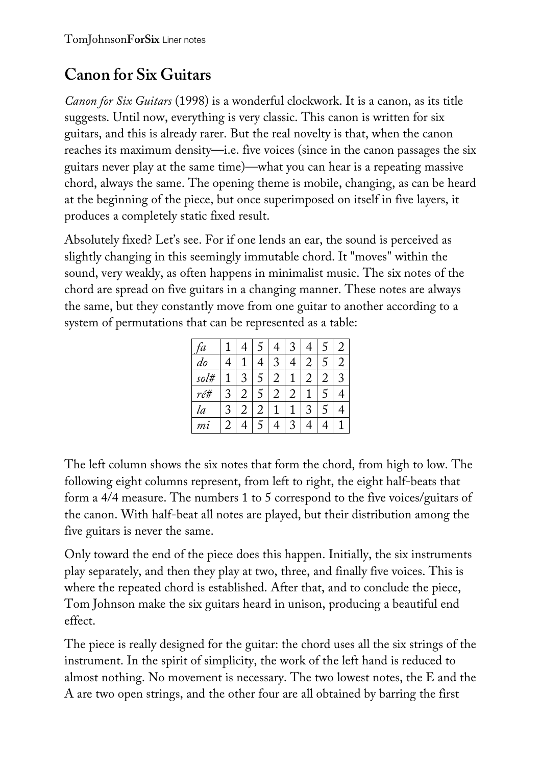## Canon for Six Guitars

*Canon for Six Guitars* (1998) is a wonderful clockwork. It is a canon, as its title suggests. Until now, everything is very classic. This canon is written for six guitars, and this is already rarer. But the real novelty is that, when the canon reaches its maximum density—i.e. five voices (since in the canon passages the six guitars never play at the same time)—what you can hear is a repeating massive chord, always the same. The opening theme is mobile, changing, as can be heard at the beginning of the piece, but once superimposed on itself in five layers, it produces a completely static fixed result.

Absolutely fixed? Let's see. For if one lends an ear, the sound is perceived as slightly changing in this seemingly immutable chord. It "moves" within the sound, very weakly, as often happens in minimalist music. The six notes of the chord are spread on five guitars in a changing manner. These notes are always the same, but they constantly move from one guitar to another according to a system of permutations that can be represented as a table:

| | | | | | | | | |
|---|---|---|---|---|---|---|---|---|
| *fa* | 1 | 4 | 5 | 4 | 3 | 4 | 5 | 2 |
| *do* | 4 | 1 | 4 | 3 | 4 | 2 | 5 | 2 |
| *sol#* | 1 | 3 | 5 | 2 | 1 | 2 | 2 | 3 |
| *ré#* | 3 | 2 | 5 | 2 | 2 | 1 | 5 | 4 |
| *la* | 3 | 2 | 2 | 1 | 1 | 3 | 5 | 4 |
| *mi* | 2 | 4 | 5 | 4 | 3 | 4 | 4 | 1 |

The left column shows the six notes that form the chord, from high to low. The following eight columns represent, from left to right, the eight half-beats that form a 4/4 measure. The numbers 1 to 5 correspond to the five voices/guitars of the canon. With half-beat all notes are played, but their distribution among the five guitars is never the same.

Only toward the end of the piece does this happen. Initially, the six instruments play separately, and then they play at two, three, and finally five voices. This is where the repeated chord is established. After that, and to conclude the piece, Tom Johnson make the six guitars heard in unison, producing a beautiful end effect.

The piece is really designed for the guitar: the chord uses all the six strings of the instrument. In the spirit of simplicity, the work of the left hand is reduced to almost nothing. No movement is necessary. The two lowest notes, the E and the A are two open strings, and the other four are all obtained by barring the first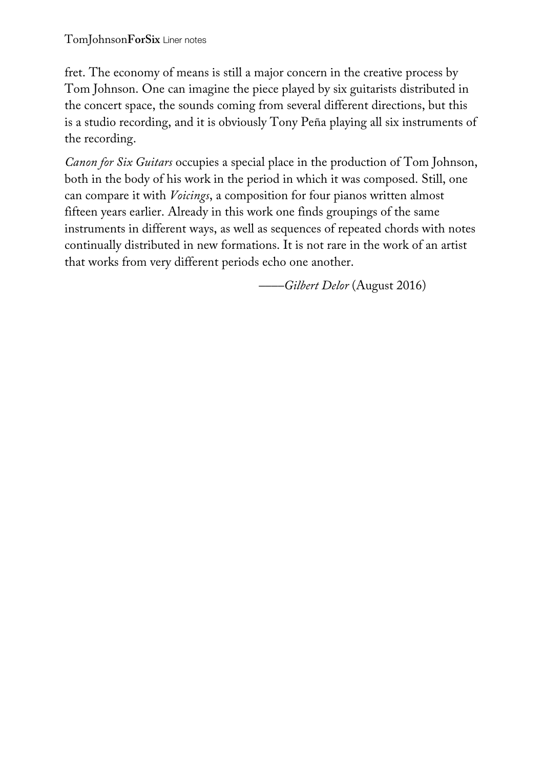fret. The economy of means is still a major concern in the creative process by Tom Johnson. One can imagine the piece played by six guitarists distributed in the concert space, the sounds coming from several different directions, but this is a studio recording, and it is obviously Tony Peña playing all six instruments of the recording.

*Canon for Six Guitars* occupies a special place in the production of Tom Johnson, both in the body of his work in the period in which it was composed. Still, one can compare it with *Voicings*, a composition for four pianos written almost fifteen years earlier. Already in this work one finds groupings of the same instruments in different ways, as well as sequences of repeated chords with notes continually distributed in new formations. It is not rare in the work of an artist that works from very different periods echo one another.

——*Gilbert Delor* (August 2016)